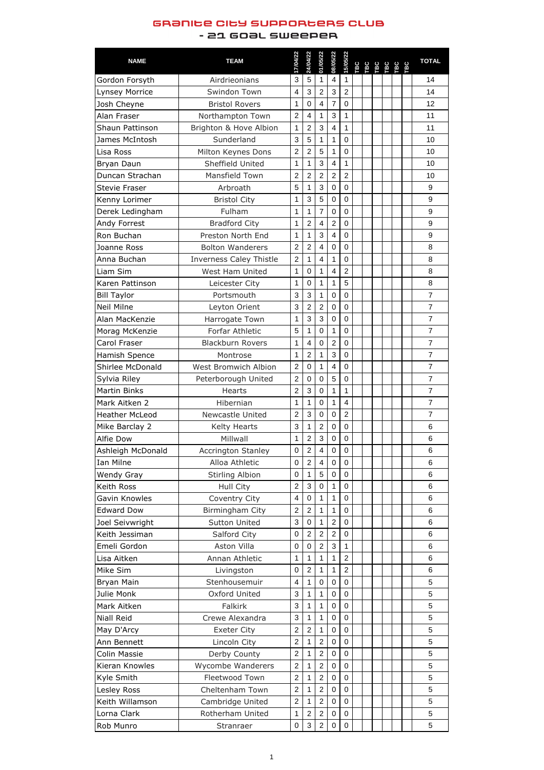# GRANITE CITY SUPPORTERS CLUB

## - 21 GOAL SWEEPER

| NAME | TEAM | 17/04/22 | 24/04/22 | 01/05/22 | 08/05/22 | 15/05/22 | TBC | TBC | TBC | TBC | TBC | TBC | TOTAL |
|---|---|---|---|---|---|---|---|---|---|---|---|---|---|
| Gordon Forsyth | Airdrieonians | 3 | 5 | 1 | 4 | 1 | | | | | | | 14 |
| Lynsey Morrice | Swindon Town | 4 | 3 | 2 | 3 | 2 | | | | | | | 14 |
| Josh Cheyne | Bristol Rovers | 1 | 0 | 4 | 7 | 0 | | | | | | | 12 |
| Alan Fraser | Northampton Town | 2 | 4 | 1 | 3 | 1 | | | | | | | 11 |
| Shaun Pattinson | Brighton & Hove Albion | 1 | 2 | 3 | 4 | 1 | | | | | | | 11 |
| James McIntosh | Sunderland | 3 | 5 | 1 | 1 | 0 | | | | | | | 10 |
| Lisa Ross | Milton Keynes Dons | 2 | 2 | 5 | 1 | 0 | | | | | | | 10 |
| Bryan Daun | Sheffield United | 1 | 1 | 3 | 4 | 1 | | | | | | | 10 |
| Duncan Strachan | Mansfield Town | 2 | 2 | 2 | 2 | 2 | | | | | | | 10 |
| Stevie Fraser | Arbroath | 5 | 1 | 3 | 0 | 0 | | | | | | | 9 |
| Kenny Lorimer | Bristol City | 1 | 3 | 5 | 0 | 0 | | | | | | | 9 |
| Derek Ledingham | Fulham | 1 | 1 | 7 | 0 | 0 | | | | | | | 9 |
| Andy Forrest | Bradford City | 1 | 2 | 4 | 2 | 0 | | | | | | | 9 |
| Ron Buchan | Preston North End | 1 | 1 | 3 | 4 | 0 | | | | | | | 9 |
| Joanne Ross | Bolton Wanderers | 2 | 2 | 4 | 0 | 0 | | | | | | | 8 |
| Anna Buchan | Inverness Caley Thistle | 2 | 1 | 4 | 1 | 0 | | | | | | | 8 |
| Liam Sim | West Ham United | 1 | 0 | 1 | 4 | 2 | | | | | | | 8 |
| Karen Pattinson | Leicester City | 1 | 0 | 1 | 1 | 5 | | | | | | | 8 |
| Bill Taylor | Portsmouth | 3 | 3 | 1 | 0 | 0 | | | | | | | 7 |
| Neil Milne | Leyton Orient | 3 | 2 | 2 | 0 | 0 | | | | | | | 7 |
| Alan MacKenzie | Harrogate Town | 1 | 3 | 3 | 0 | 0 | | | | | | | 7 |
| Morag McKenzie | Forfar Athletic | 5 | 1 | 0 | 1 | 0 | | | | | | | 7 |
| Carol Fraser | Blackburn Rovers | 1 | 4 | 0 | 2 | 0 | | | | | | | 7 |
| Hamish Spence | Montrose | 1 | 2 | 1 | 3 | 0 | | | | | | | 7 |
| Shirlee McDonald | West Bromwich Albion | 2 | 0 | 1 | 4 | 0 | | | | | | | 7 |
| Sylvia Riley | Peterborough United | 2 | 0 | 0 | 5 | 0 | | | | | | | 7 |
| Martin Binks | Hearts | 2 | 3 | 0 | 1 | 1 | | | | | | | 7 |
| Mark Aitken 2 | Hibernian | 1 | 1 | 0 | 1 | 4 | | | | | | | 7 |
| Heather McLeod | Newcastle United | 2 | 3 | 0 | 0 | 2 | | | | | | | 7 |
| Mike Barclay 2 | Kelty Hearts | 3 | 1 | 2 | 0 | 0 | | | | | | | 6 |
| Alfie Dow | Millwall | 1 | 2 | 3 | 0 | 0 | | | | | | | 6 |
| Ashleigh McDonald | Accrington Stanley | 0 | 2 | 4 | 0 | 0 | | | | | | | 6 |
| Ian Milne | Alloa Athletic | 0 | 2 | 4 | 0 | 0 | | | | | | | 6 |
| Wendy Gray | Stirling Albion | 0 | 1 | 5 | 0 | 0 | | | | | | | 6 |
| Keith Ross | Hull City | 2 | 3 | 0 | 1 | 0 | | | | | | | 6 |
| Gavin Knowles | Coventry City | 4 | 0 | 1 | 1 | 0 | | | | | | | 6 |
| Edward Dow | Birmingham City | 2 | 2 | 1 | 1 | 0 | | | | | | | 6 |
| Joel Seivwright | Sutton United | 3 | 0 | 1 | 2 | 0 | | | | | | | 6 |
| Keith Jessiman | Salford City | 0 | 2 | 2 | 2 | 0 | | | | | | | 6 |
| Emeli Gordon | Aston Villa | 0 | 0 | 2 | 3 | 1 | | | | | | | 6 |
| Lisa Aitken | Annan Athletic | 1 | 1 | 1 | 1 | 2 | | | | | | | 6 |
| Mike Sim | Livingston | 0 | 2 | 1 | 1 | 2 | | | | | | | 6 |
| Bryan Main | Stenhousemuir | 4 | 1 | 0 | 0 | 0 | | | | | | | 5 |
| Julie Monk | Oxford United | 3 | 1 | 1 | 0 | 0 | | | | | | | 5 |
| Mark Aitken | Falkirk | 3 | 1 | 1 | 0 | 0 | | | | | | | 5 |
| Niall Reid | Crewe Alexandra | 3 | 1 | 1 | 0 | 0 | | | | | | | 5 |
| May D'Arcy | Exeter City | 2 | 2 | 1 | 0 | 0 | | | | | | | 5 |
| Ann Bennett | Lincoln City | 2 | 1 | 2 | 0 | 0 | | | | | | | 5 |
| Colin Massie | Derby County | 2 | 1 | 2 | 0 | 0 | | | | | | | 5 |
| Kieran Knowles | Wycombe Wanderers | 2 | 1 | 2 | 0 | 0 | | | | | | | 5 |
| Kyle Smith | Fleetwood Town | 2 | 1 | 2 | 0 | 0 | | | | | | | 5 |
| Lesley Ross | Cheltenham Town | 2 | 1 | 2 | 0 | 0 | | | | | | | 5 |
| Keith Willamson | Cambridge United | 2 | 1 | 2 | 0 | 0 | | | | | | | 5 |
| Lorna Clark | Rotherham United | 1 | 2 | 2 | 0 | 0 | | | | | | | 5 |
| Rob Munro | Stranraer | 0 | 3 | 2 | 0 | 0 | | | | | | | 5 |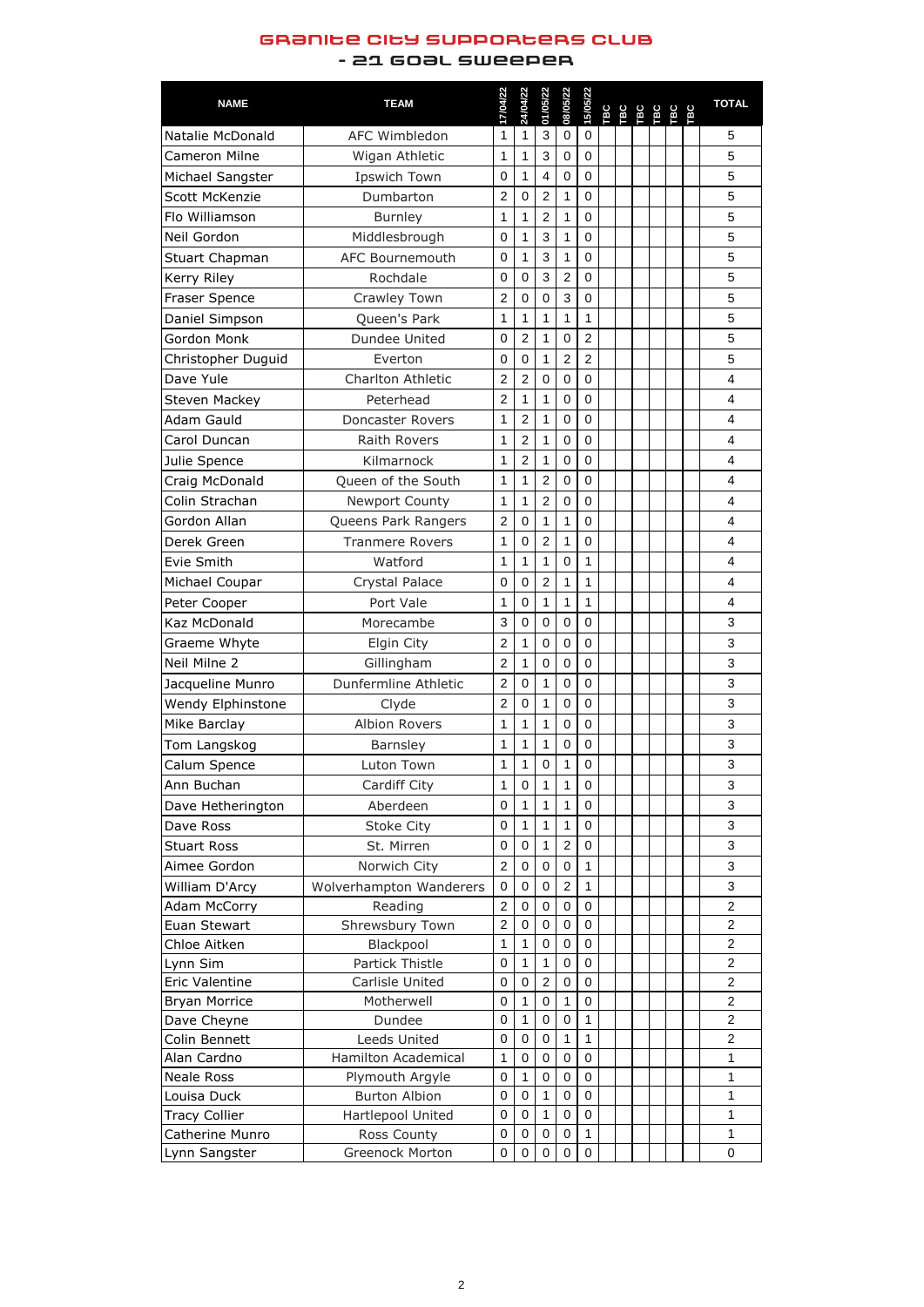# GRANITE CITY SUPPORTERS CLUB

## - 21 GOAL SWEEPER

| NAME | TEAM | 17/04/22 | 24/04/22 | 01/05/22 | 08/05/22 | 15/05/22 | TBC | TBC | TBC | TBC | TBC | TBC | TOTAL |
|---|---|---|---|---|---|---|---|---|---|---|---|---|---|
| Natalie McDonald | AFC Wimbledon | 1 | 1 | 3 | 0 | 0 | | | | | | | 5 |
| Cameron Milne | Wigan Athletic | 1 | 1 | 3 | 0 | 0 | | | | | | | 5 |
| Michael Sangster | Ipswich Town | 0 | 1 | 4 | 0 | 0 | | | | | | | 5 |
| Scott McKenzie | Dumbarton | 2 | 0 | 2 | 1 | 0 | | | | | | | 5 |
| Flo Williamson | Burnley | 1 | 1 | 2 | 1 | 0 | | | | | | | 5 |
| Neil Gordon | Middlesbrough | 0 | 1 | 3 | 1 | 0 | | | | | | | 5 |
| Stuart Chapman | AFC Bournemouth | 0 | 1 | 3 | 1 | 0 | | | | | | | 5 |
| Kerry Riley | Rochdale | 0 | 0 | 3 | 2 | 0 | | | | | | | 5 |
| Fraser Spence | Crawley Town | 2 | 0 | 0 | 3 | 0 | | | | | | | 5 |
| Daniel Simpson | Queen's Park | 1 | 1 | 1 | 1 | 1 | | | | | | | 5 |
| Gordon Monk | Dundee United | 0 | 2 | 1 | 0 | 2 | | | | | | | 5 |
| Christopher Duguid | Everton | 0 | 0 | 1 | 2 | 2 | | | | | | | 5 |
| Dave Yule | Charlton Athletic | 2 | 2 | 0 | 0 | 0 | | | | | | | 4 |
| Steven Mackey | Peterhead | 2 | 1 | 1 | 0 | 0 | | | | | | | 4 |
| Adam Gauld | Doncaster Rovers | 1 | 2 | 1 | 0 | 0 | | | | | | | 4 |
| Carol Duncan | Raith Rovers | 1 | 2 | 1 | 0 | 0 | | | | | | | 4 |
| Julie Spence | Kilmarnock | 1 | 2 | 1 | 0 | 0 | | | | | | | 4 |
| Craig McDonald | Queen of the South | 1 | 1 | 2 | 0 | 0 | | | | | | | 4 |
| Colin Strachan | Newport County | 1 | 1 | 2 | 0 | 0 | | | | | | | 4 |
| Gordon Allan | Queens Park Rangers | 2 | 0 | 1 | 1 | 0 | | | | | | | 4 |
| Derek Green | Tranmere Rovers | 1 | 0 | 2 | 1 | 0 | | | | | | | 4 |
| Evie Smith | Watford | 1 | 1 | 1 | 0 | 1 | | | | | | | 4 |
| Michael Coupar | Crystal Palace | 0 | 0 | 2 | 1 | 1 | | | | | | | 4 |
| Peter Cooper | Port Vale | 1 | 0 | 1 | 1 | 1 | | | | | | | 4 |
| Kaz McDonald | Morecambe | 3 | 0 | 0 | 0 | 0 | | | | | | | 3 |
| Graeme Whyte | Elgin City | 2 | 1 | 0 | 0 | 0 | | | | | | | 3 |
| Neil Milne 2 | Gillingham | 2 | 1 | 0 | 0 | 0 | | | | | | | 3 |
| Jacqueline Munro | Dunfermline Athletic | 2 | 0 | 1 | 0 | 0 | | | | | | | 3 |
| Wendy Elphinstone | Clyde | 2 | 0 | 1 | 0 | 0 | | | | | | | 3 |
| Mike Barclay | Albion Rovers | 1 | 1 | 1 | 0 | 0 | | | | | | | 3 |
| Tom Langskog | Barnsley | 1 | 1 | 1 | 0 | 0 | | | | | | | 3 |
| Calum Spence | Luton Town | 1 | 1 | 0 | 1 | 0 | | | | | | | 3 |
| Ann Buchan | Cardiff City | 1 | 0 | 1 | 1 | 0 | | | | | | | 3 |
| Dave Hetherington | Aberdeen | 0 | 1 | 1 | 1 | 0 | | | | | | | 3 |
| Dave Ross | Stoke City | 0 | 1 | 1 | 1 | 0 | | | | | | | 3 |
| Stuart Ross | St. Mirren | 0 | 0 | 1 | 2 | 0 | | | | | | | 3 |
| Aimee Gordon | Norwich City | 2 | 0 | 0 | 0 | 1 | | | | | | | 3 |
| William D'Arcy | Wolverhampton Wanderers | 0 | 0 | 0 | 2 | 1 | | | | | | | 3 |
| Adam McCorry | Reading | 2 | 0 | 0 | 0 | 0 | | | | | | | 2 |
| Euan Stewart | Shrewsbury Town | 2 | 0 | 0 | 0 | 0 | | | | | | | 2 |
| Chloe Aitken | Blackpool | 1 | 1 | 0 | 0 | 0 | | | | | | | 2 |
| Lynn Sim | Partick Thistle | 0 | 1 | 1 | 0 | 0 | | | | | | | 2 |
| Eric Valentine | Carlisle United | 0 | 0 | 2 | 0 | 0 | | | | | | | 2 |
| Bryan Morrice | Motherwell | 0 | 1 | 0 | 1 | 0 | | | | | | | 2 |
| Dave Cheyne | Dundee | 0 | 1 | 0 | 0 | 1 | | | | | | | 2 |
| Colin Bennett | Leeds United | 0 | 0 | 0 | 1 | 1 | | | | | | | 2 |
| Alan Cardno | Hamilton Academical | 1 | 0 | 0 | 0 | 0 | | | | | | | 1 |
| Neale Ross | Plymouth Argyle | 0 | 1 | 0 | 0 | 0 | | | | | | | 1 |
| Louisa Duck | Burton Albion | 0 | 0 | 1 | 0 | 0 | | | | | | | 1 |
| Tracy Collier | Hartlepool United | 0 | 0 | 1 | 0 | 0 | | | | | | | 1 |
| Catherine Munro | Ross County | 0 | 0 | 0 | 0 | 1 | | | | | | | 1 |
| Lynn Sangster | Greenock Morton | 0 | 0 | 0 | 0 | 0 | | | | | | | 0 |